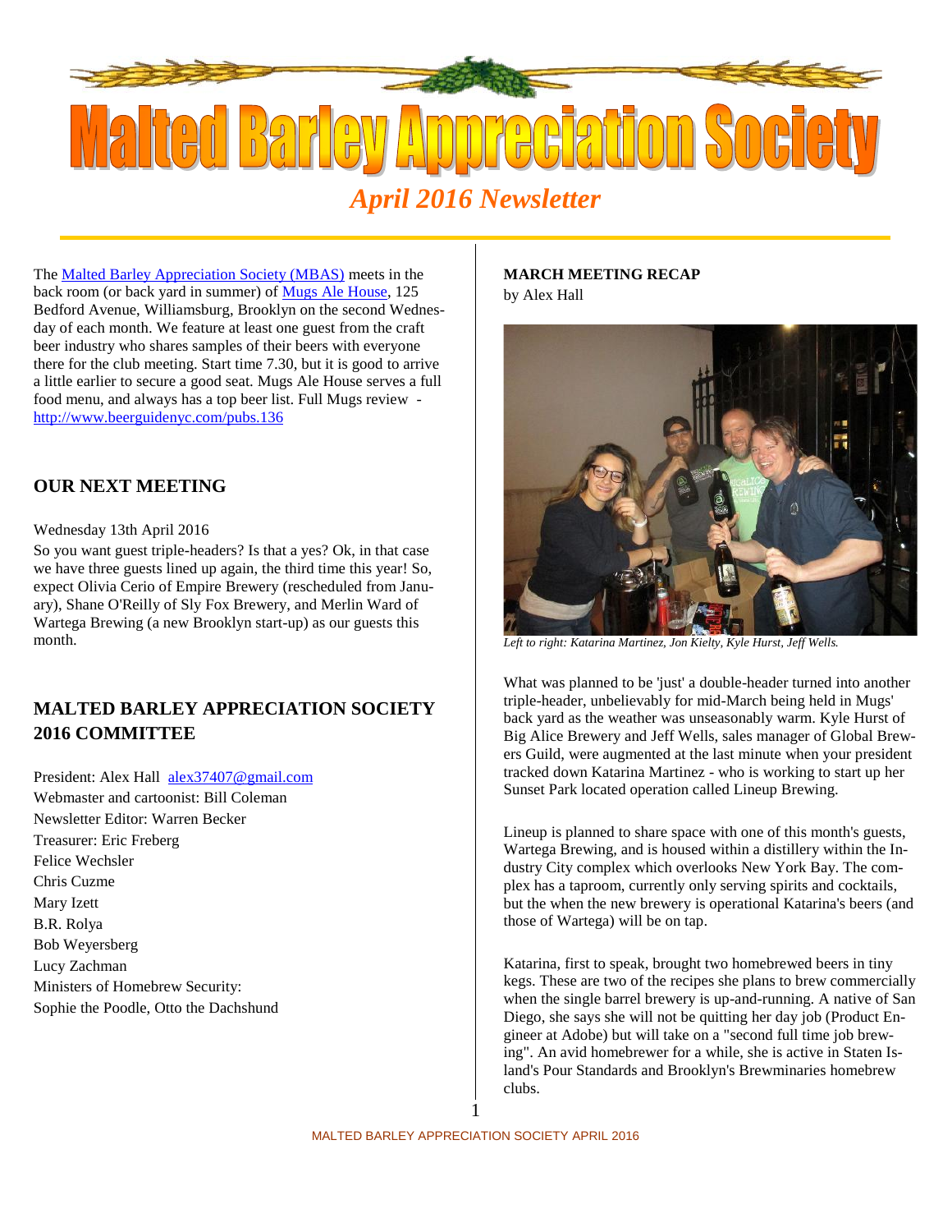# Malted Barley Appreciation Society

## *April 2016 Newsletter*

The Malted Barley Appreciation Society (MBAS) meets in the back room (or back yard in summer) of Mugs Ale House, 125 Bedford Avenue, Williamsburg, Brooklyn on the second Wednesday of each month. We feature at least one guest from the craft beer industry who shares samples of their beers with everyone there for the club meeting. Start time 7.30, but it is good to arrive a little earlier to secure a good seat. Mugs Ale House serves a full food menu, and always has a top beer list. Full Mugs review - http://www.beerguidenyc.com/pubs.136

## OUR NEXT MEETING

Wednesday 13th April 2016

So you want guest triple-headers? Is that a yes? Ok, in that case we have three guests lined up again, the third time this year! So, expect Olivia Cerio of Empire Brewery (rescheduled from January), Shane O'Reilly of Sly Fox Brewery, and Merlin Ward of Wartega Brewing (a new Brooklyn start-up) as our guests this month.

## MALTED BARLEY APPRECIATION SOCIETY 2016 COMMITTEE

President: Alex Hall alex37407@gmail.com
Webmaster and cartoonist: Bill Coleman
Newsletter Editor: Warren Becker
Treasurer: Eric Freberg
Felice Wechsler
Chris Cuzme
Mary Izett
B.R. Rolya
Bob Weyersberg
Lucy Zachman
Ministers of Homebrew Security:
Sophie the Poodle, Otto the Dachshund

## MARCH MEETING RECAP

by Alex Hall

*Left to right: Katarina Martinez, Jon Kielty, Kyle Hurst, Jeff Wells.*

What was planned to be 'just' a double-header turned into another triple-header, unbelievably for mid-March being held in Mugs' back yard as the weather was unseasonably warm. Kyle Hurst of Big Alice Brewery and Jeff Wells, sales manager of Global Brewers Guild, were augmented at the last minute when your president tracked down Katarina Martinez - who is working to start up her Sunset Park located operation called Lineup Brewing.

Lineup is planned to share space with one of this month's guests, Wartega Brewing, and is housed within a distillery within the Industry City complex which overlooks New York Bay. The complex has a taproom, currently only serving spirits and cocktails, but the when the new brewery is operational Katarina's beers (and those of Wartega) will be on tap.

Katarina, first to speak, brought two homebrewed beers in tiny kegs. These are two of the recipes she plans to brew commercially when the single barrel brewery is up-and-running. A native of San Diego, she says she will not be quitting her day job (Product Engineer at Adobe) but will take on a "second full time job brewing". An avid homebrewer for a while, she is active in Staten Island's Pour Standards and Brooklyn's Brewminaries homebrew clubs.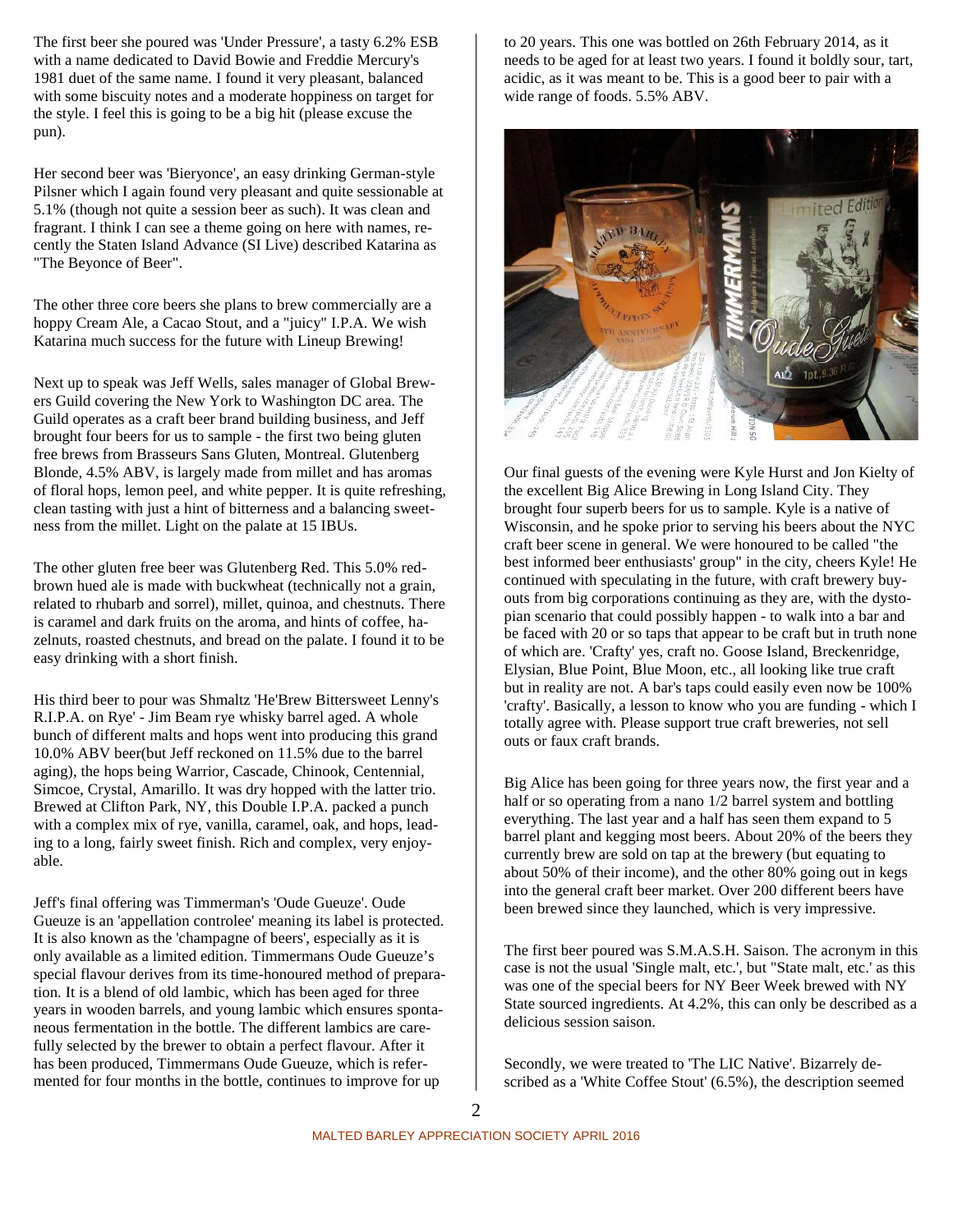The first beer she poured was 'Under Pressure', a tasty 6.2% ESB with a name dedicated to David Bowie and Freddie Mercury's 1981 duet of the same name. I found it very pleasant, balanced with some biscuity notes and a moderate hoppiness on target for the style. I feel this is going to be a big hit (please excuse the pun).

Her second beer was 'Bieryonce', an easy drinking German-style Pilsner which I again found very pleasant and quite sessionable at 5.1% (though not quite a session beer as such). It was clean and fragrant. I think I can see a theme going on here with names, recently the Staten Island Advance (SI Live) described Katarina as "The Beyonce of Beer".

The other three core beers she plans to brew commercially are a hoppy Cream Ale, a Cacao Stout, and a "juicy" I.P.A. We wish Katarina much success for the future with Lineup Brewing!

Next up to speak was Jeff Wells, sales manager of Global Brewers Guild covering the New York to Washington DC area. The Guild operates as a craft beer brand building business, and Jeff brought four beers for us to sample - the first two being gluten free brews from Brasseurs Sans Gluten, Montreal. Glutenberg Blonde, 4.5% ABV, is largely made from millet and has aromas of floral hops, lemon peel, and white pepper. It is quite refreshing, clean tasting with just a hint of bitterness and a balancing sweetness from the millet. Light on the palate at 15 IBUs.

The other gluten free beer was Glutenberg Red. This 5.0% red-brown hued ale is made with buckwheat (technically not a grain, related to rhubarb and sorrel), millet, quinoa, and chestnuts. There is caramel and dark fruits on the aroma, and hints of coffee, hazelnuts, roasted chestnuts, and bread on the palate. I found it to be easy drinking with a short finish.

His third beer to pour was Shmaltz 'He'Brew Bittersweet Lenny's R.I.P.A. on Rye' - Jim Beam rye whisky barrel aged. A whole bunch of different malts and hops went into producing this grand 10.0% ABV beer(but Jeff reckoned on 11.5% due to the barrel aging), the hops being Warrior, Cascade, Chinook, Centennial, Simcoe, Crystal, Amarillo. It was dry hopped with the latter trio. Brewed at Clifton Park, NY, this Double I.P.A. packed a punch with a complex mix of rye, vanilla, caramel, oak, and hops, leading to a long, fairly sweet finish. Rich and complex, very enjoyable.

Jeff's final offering was Timmerman's 'Oude Gueuze'. Oude Gueuze is an 'appellation controlee' meaning its label is protected. It is also known as the 'champagne of beers', especially as it is only available as a limited edition. Timmermans Oude Gueuze's special flavour derives from its time-honoured method of preparation. It is a blend of old lambic, which has been aged for three years in wooden barrels, and young lambic which ensures spontaneous fermentation in the bottle. The different lambics are carefully selected by the brewer to obtain a perfect flavour. After it has been produced, Timmermans Oude Gueuze, which is refermented for four months in the bottle, continues to improve for up to 20 years. This one was bottled on 26th February 2014, as it needs to be aged for at least two years. I found it boldly sour, tart, acidic, as it was meant to be. This is a good beer to pair with a wide range of foods. 5.5% ABV.

Our final guests of the evening were Kyle Hurst and Jon Kielty of the excellent Big Alice Brewing in Long Island City. They brought four superb beers for us to sample. Kyle is a native of Wisconsin, and he spoke prior to serving his beers about the NYC craft beer scene in general. We were honoured to be called "the best informed beer enthusiasts' group" in the city, cheers Kyle! He continued with speculating in the future, with craft brewery buy-outs from big corporations continuing as they are, with the dystopian scenario that could possibly happen - to walk into a bar and be faced with 20 or so taps that appear to be craft but in truth none of which are. 'Crafty' yes, craft no. Goose Island, Breckenridge, Elysian, Blue Point, Blue Moon, etc., all looking like true craft but in reality are not. A bar's taps could easily even now be 100% 'crafty'. Basically, a lesson to know who you are funding - which I totally agree with. Please support true craft breweries, not sell outs or faux craft brands.

Big Alice has been going for three years now, the first year and a half or so operating from a nano 1/2 barrel system and bottling everything. The last year and a half has seen them expand to 5 barrel plant and kegging most beers. About 20% of the beers they currently brew are sold on tap at the brewery (but equating to about 50% of their income), and the other 80% going out in kegs into the general craft beer market. Over 200 different beers have been brewed since they launched, which is very impressive.

The first beer poured was S.M.A.S.H. Saison. The acronym in this case is not the usual 'Single malt, etc.', but "State malt, etc.' as this was one of the special beers for NY Beer Week brewed with NY State sourced ingredients. At 4.2%, this can only be described as a delicious session saison.

Secondly, we were treated to 'The LIC Native'. Bizarrely described as a 'White Coffee Stout' (6.5%), the description seemed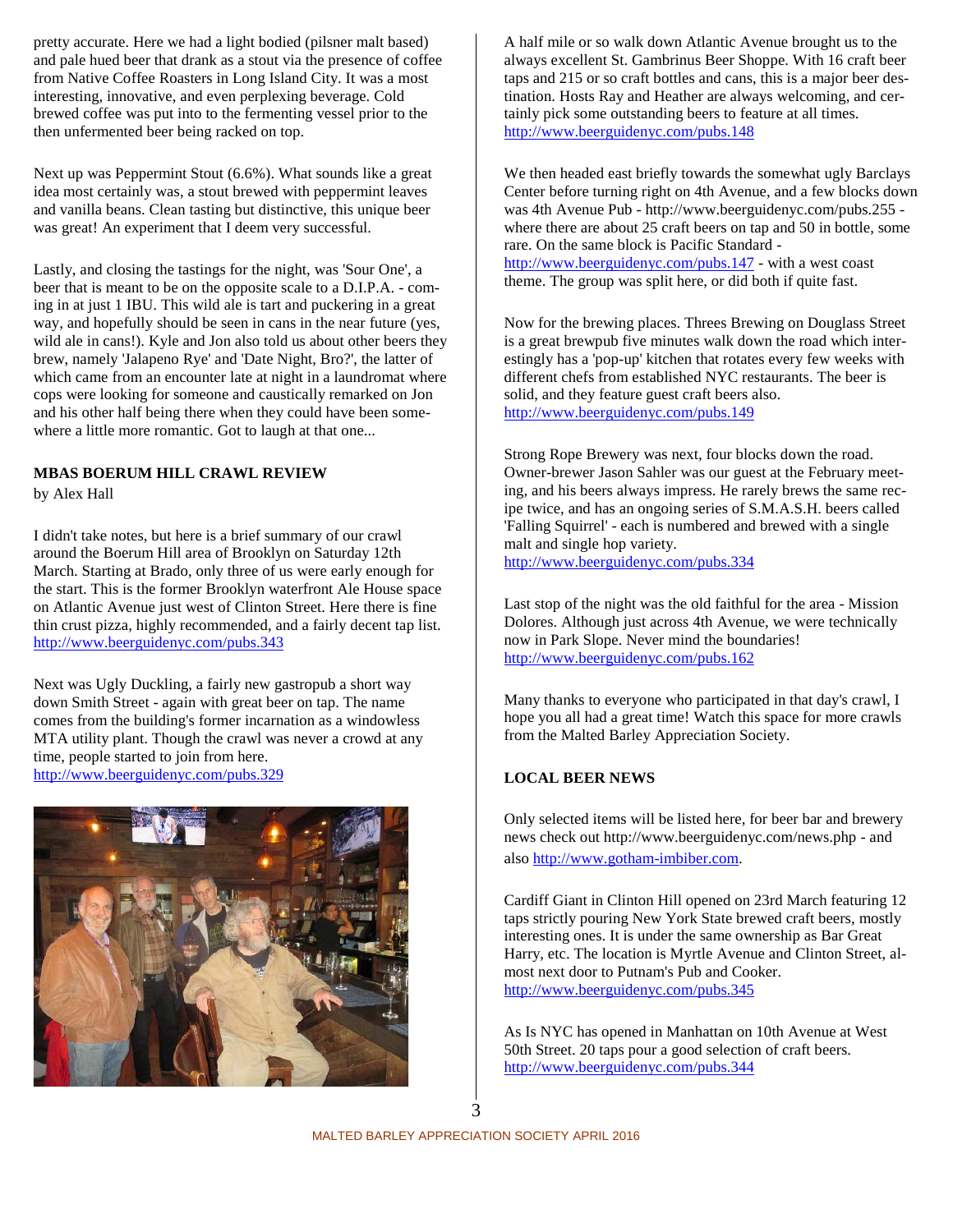pretty accurate. Here we had a light bodied (pilsner malt based) and pale hued beer that drank as a stout via the presence of coffee from Native Coffee Roasters in Long Island City. It was a most interesting, innovative, and even perplexing beverage. Cold brewed coffee was put into to the fermenting vessel prior to the then unfermented beer being racked on top.

Next up was Peppermint Stout (6.6%). What sounds like a great idea most certainly was, a stout brewed with peppermint leaves and vanilla beans. Clean tasting but distinctive, this unique beer was great! An experiment that I deem very successful.

Lastly, and closing the tastings for the night, was 'Sour One', a beer that is meant to be on the opposite scale to a D.I.P.A. - coming in at just 1 IBU. This wild ale is tart and puckering in a great way, and hopefully should be seen in cans in the near future (yes, wild ale in cans!). Kyle and Jon also told us about other beers they brew, namely 'Jalapeno Rye' and 'Date Night, Bro?', the latter of which came from an encounter late at night in a laundromat where cops were looking for someone and caustically remarked on Jon and his other half being there when they could have been somewhere a little more romantic. Got to laugh at that one...

## MBAS BOERUM HILL CRAWL REVIEW

by Alex Hall

I didn't take notes, but here is a brief summary of our crawl around the Boerum Hill area of Brooklyn on Saturday 12th March. Starting at Brado, only three of us were early enough for the start. This is the former Brooklyn waterfront Ale House space on Atlantic Avenue just west of Clinton Street. Here there is fine thin crust pizza, highly recommended, and a fairly decent tap list. http://www.beerguidenyc.com/pubs.343

Next was Ugly Duckling, a fairly new gastropub a short way down Smith Street - again with great beer on tap. The name comes from the building's former incarnation as a windowless MTA utility plant. Though the crawl was never a crowd at any time, people started to join from here.
http://www.beerguidenyc.com/pubs.329

A half mile or so walk down Atlantic Avenue brought us to the always excellent St. Gambrinus Beer Shoppe. With 16 craft beer taps and 215 or so craft bottles and cans, this is a major beer destination. Hosts Ray and Heather are always welcoming, and certainly pick some outstanding beers to feature at all times.
http://www.beerguidenyc.com/pubs.148

We then headed east briefly towards the somewhat ugly Barclays Center before turning right on 4th Avenue, and a few blocks down was 4th Avenue Pub - http://www.beerguidenyc.com/pubs.255 - where there are about 25 craft beers on tap and 50 in bottle, some rare. On the same block is Pacific Standard - http://www.beerguidenyc.com/pubs.147 - with a west coast theme. The group was split here, or did both if quite fast.

Now for the brewing places. Threes Brewing on Douglass Street is a great brewpub five minutes walk down the road which interestingly has a 'pop-up' kitchen that rotates every few weeks with different chefs from established NYC restaurants. The beer is solid, and they feature guest craft beers also.
http://www.beerguidenyc.com/pubs.149

Strong Rope Brewery was next, four blocks down the road. Owner-brewer Jason Sahler was our guest at the February meeting, and his beers always impress. He rarely brews the same recipe twice, and has an ongoing series of S.M.A.S.H. beers called 'Falling Squirrel' - each is numbered and brewed with a single malt and single hop variety.
http://www.beerguidenyc.com/pubs.334

Last stop of the night was the old faithful for the area - Mission Dolores. Although just across 4th Avenue, we were technically now in Park Slope. Never mind the boundaries!
http://www.beerguidenyc.com/pubs.162

Many thanks to everyone who participated in that day's crawl, I hope you all had a great time! Watch this space for more crawls from the Malted Barley Appreciation Society.

## LOCAL BEER NEWS

Only selected items will be listed here, for beer bar and brewery news check out http://www.beerguidenyc.com/news.php - and also http://www.gotham-imbiber.com.

Cardiff Giant in Clinton Hill opened on 23rd March featuring 12 taps strictly pouring New York State brewed craft beers, mostly interesting ones. It is under the same ownership as Bar Great Harry, etc. The location is Myrtle Avenue and Clinton Street, almost next door to Putnam's Pub and Cooker.
http://www.beerguidenyc.com/pubs.345

As Is NYC has opened in Manhattan on 10th Avenue at West 50th Street. 20 taps pour a good selection of craft beers.
http://www.beerguidenyc.com/pubs.344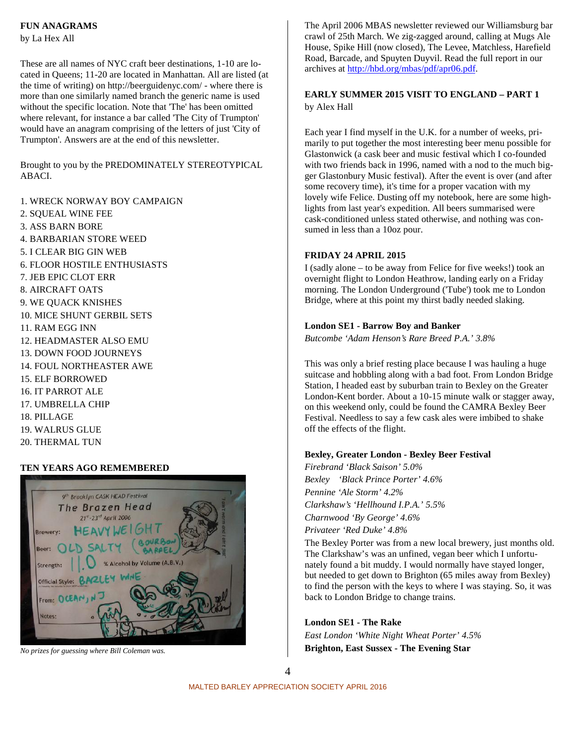## FUN ANAGRAMS

by La Hex All

These are all names of NYC craft beer destinations, 1-10 are located in Queens; 11-20 are located in Manhattan. All are listed (at the time of writing) on http://beerguidenyc.com/ - where there is more than one similarly named branch the generic name is used without the specific location. Note that 'The' has been omitted where relevant, for instance a bar called 'The City of Trumpton' would have an anagram comprising of the letters of just 'City of Trumpton'. Answers are at the end of this newsletter.

Brought to you by the PREDOMINATELY STEREOTYPICAL ABACI.

1. WRECK NORWAY BOY CAMPAIGN
2. SQUEAL WINE FEE
3. ASS BARN BORE
4. BARBARIAN STORE WEED
5. I CLEAR BIG GIN WEB
6. FLOOR HOSTILE ENTHUSIASTS
7. JEB EPIC CLOT ERR
8. AIRCRAFT OATS
9. WE QUACK KNISHES
10. MICE SHUNT GERBIL SETS
11. RAM EGG INN
12. HEADMASTER ALSO EMU
13. DOWN FOOD JOURNEYS
14. FOUL NORTHEASTER AWE
15. ELF BORROWED
16. IT PARROT ALE
17. UMBRELLA CHIP
18. PILLAGE
19. WALRUS GLUE
20. THERMAL TUN

## TEN YEARS AGO REMEMBERED

*No prizes for guessing where Bill Coleman was.*

The April 2006 MBAS newsletter reviewed our Williamsburg bar crawl of 25th March. We zig-zagged around, calling at Mugs Ale House, Spike Hill (now closed), The Levee, Matchless, Harefield Road, Barcade, and Spuyten Duyvil. Read the full report in our archives at http://hbd.org/mbas/pdf/apr06.pdf.

## EARLY SUMMER 2015 VISIT TO ENGLAND – PART 1

by Alex Hall

Each year I find myself in the U.K. for a number of weeks, primarily to put together the most interesting beer menu possible for Glastonwick (a cask beer and music festival which I co-founded with two friends back in 1996, named with a nod to the much bigger Glastonbury Music festival). After the event is over (and after some recovery time), it's time for a proper vacation with my lovely wife Felice. Dusting off my notebook, here are some highlights from last year's expedition. All beers summarised were cask-conditioned unless stated otherwise, and nothing was consumed in less than a 10oz pour.

### FRIDAY 24 APRIL 2015

I (sadly alone – to be away from Felice for five weeks!) took an overnight flight to London Heathrow, landing early on a Friday morning. The London Underground ('Tube') took me to London Bridge, where at this point my thirst badly needed slaking.

**London SE1 - Barrow Boy and Banker**

*Butcombe 'Adam Henson's Rare Breed P.A.' 3.8%*

This was only a brief resting place because I was hauling a huge suitcase and hobbling along with a bad foot. From London Bridge Station, I headed east by suburban train to Bexley on the Greater London-Kent border. About a 10-15 minute walk or stagger away, on this weekend only, could be found the CAMRA Bexley Beer Festival. Needless to say a few cask ales were imbibed to shake off the effects of the flight.

**Bexley, Greater London - Bexley Beer Festival**

*Firebrand 'Black Saison' 5.0%*
*Bexley 'Black Prince Porter' 4.6%*
*Pennine 'Ale Storm' 4.2%*
*Clarkshaw's 'Hellhound I.P.A.' 5.5%*
*Charnwood 'By George' 4.6%*
*Privateer 'Red Duke' 4.8%*

The Bexley Porter was from a new local brewery, just months old. The Clarkshaw's was an unfined, vegan beer which I unfortunately found a bit muddy. I would normally have stayed longer, but needed to get down to Brighton (65 miles away from Bexley) to find the person with the keys to where I was staying. So, it was back to London Bridge to change trains.

**London SE1 - The Rake**

*East London 'White Night Wheat Porter' 4.5%*

**Brighton, East Sussex - The Evening Star**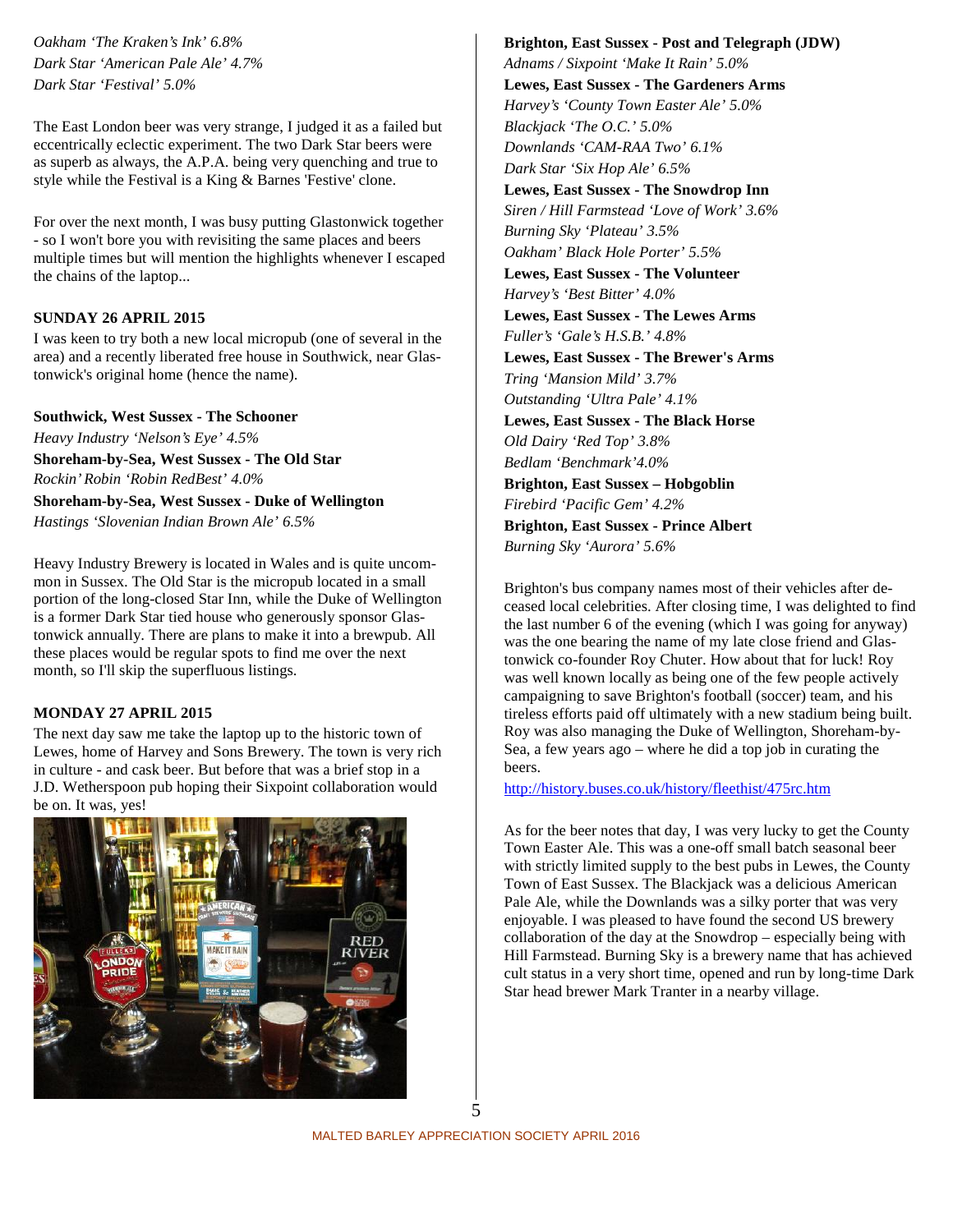*Oakham 'The Kraken's Ink' 6.8%*
*Dark Star 'American Pale Ale' 4.7%*
*Dark Star 'Festival' 5.0%*

The East London beer was very strange, I judged it as a failed but eccentrically eclectic experiment. The two Dark Star beers were as superb as always, the A.P.A. being very quenching and true to style while the Festival is a King & Barnes 'Festive' clone.

For over the next month, I was busy putting Glastonwick together - so I won't bore you with revisiting the same places and beers multiple times but will mention the highlights whenever I escaped the chains of the laptop...

### SUNDAY 26 APRIL 2015

I was keen to try both a new local micropub (one of several in the area) and a recently liberated free house in Southwick, near Glastonwick's original home (hence the name).

**Southwick, West Sussex - The Schooner**
*Heavy Industry 'Nelson's Eye' 4.5%*
**Shoreham-by-Sea, West Sussex - The Old Star**
*Rockin' Robin 'Robin RedBest' 4.0%*
**Shoreham-by-Sea, West Sussex - Duke of Wellington**
*Hastings 'Slovenian Indian Brown Ale' 6.5%*

Heavy Industry Brewery is located in Wales and is quite uncommon in Sussex. The Old Star is the micropub located in a small portion of the long-closed Star Inn, while the Duke of Wellington is a former Dark Star tied house who generously sponsor Glastonwick annually. There are plans to make it into a brewpub. All these places would be regular spots to find me over the next month, so I'll skip the superfluous listings.

### MONDAY 27 APRIL 2015

The next day saw me take the laptop up to the historic town of Lewes, home of Harvey and Sons Brewery. The town is very rich in culture - and cask beer. But before that was a brief stop in a J.D. Wetherspoon pub hoping their Sixpoint collaboration would be on. It was, yes!

**Brighton, East Sussex - Post and Telegraph (JDW)**
*Adnams / Sixpoint 'Make It Rain' 5.0%*
**Lewes, East Sussex - The Gardeners Arms**
*Harvey's 'County Town Easter Ale' 5.0%*
*Blackjack 'The O.C.' 5.0%*
*Downlands 'CAM-RAA Two' 6.1%*
*Dark Star 'Six Hop Ale' 6.5%*
**Lewes, East Sussex - The Snowdrop Inn**
*Siren / Hill Farmstead 'Love of Work' 3.6%*
*Burning Sky 'Plateau' 3.5%*
*Oakham' Black Hole Porter' 5.5%*
**Lewes, East Sussex - The Volunteer**
*Harvey's 'Best Bitter' 4.0%*
**Lewes, East Sussex - The Lewes Arms**
*Fuller's 'Gale's H.S.B.' 4.8%*
**Lewes, East Sussex - The Brewer's Arms**
*Tring 'Mansion Mild' 3.7%*
*Outstanding 'Ultra Pale' 4.1%*
**Lewes, East Sussex - The Black Horse**
*Old Dairy 'Red Top' 3.8%*
*Bedlam 'Benchmark'4.0%*
**Brighton, East Sussex – Hobgoblin**
*Firebird 'Pacific Gem' 4.2%*
**Brighton, East Sussex - Prince Albert**
*Burning Sky 'Aurora' 5.6%*

Brighton's bus company names most of their vehicles after deceased local celebrities. After closing time, I was delighted to find the last number 6 of the evening (which I was going for anyway) was the one bearing the name of my late close friend and Glastonwick co-founder Roy Chuter. How about that for luck! Roy was well known locally as being one of the few people actively campaigning to save Brighton's football (soccer) team, and his tireless efforts paid off ultimately with a new stadium being built. Roy was also managing the Duke of Wellington, Shoreham-by-Sea, a few years ago – where he did a top job in curating the beers.

http://history.buses.co.uk/history/fleethist/475rc.htm

As for the beer notes that day, I was very lucky to get the County Town Easter Ale. This was a one-off small batch seasonal beer with strictly limited supply to the best pubs in Lewes, the County Town of East Sussex. The Blackjack was a delicious American Pale Ale, while the Downlands was a silky porter that was very enjoyable. I was pleased to have found the second US brewery collaboration of the day at the Snowdrop – especially being with Hill Farmstead. Burning Sky is a brewery name that has achieved cult status in a very short time, opened and run by long-time Dark Star head brewer Mark Tranter in a nearby village.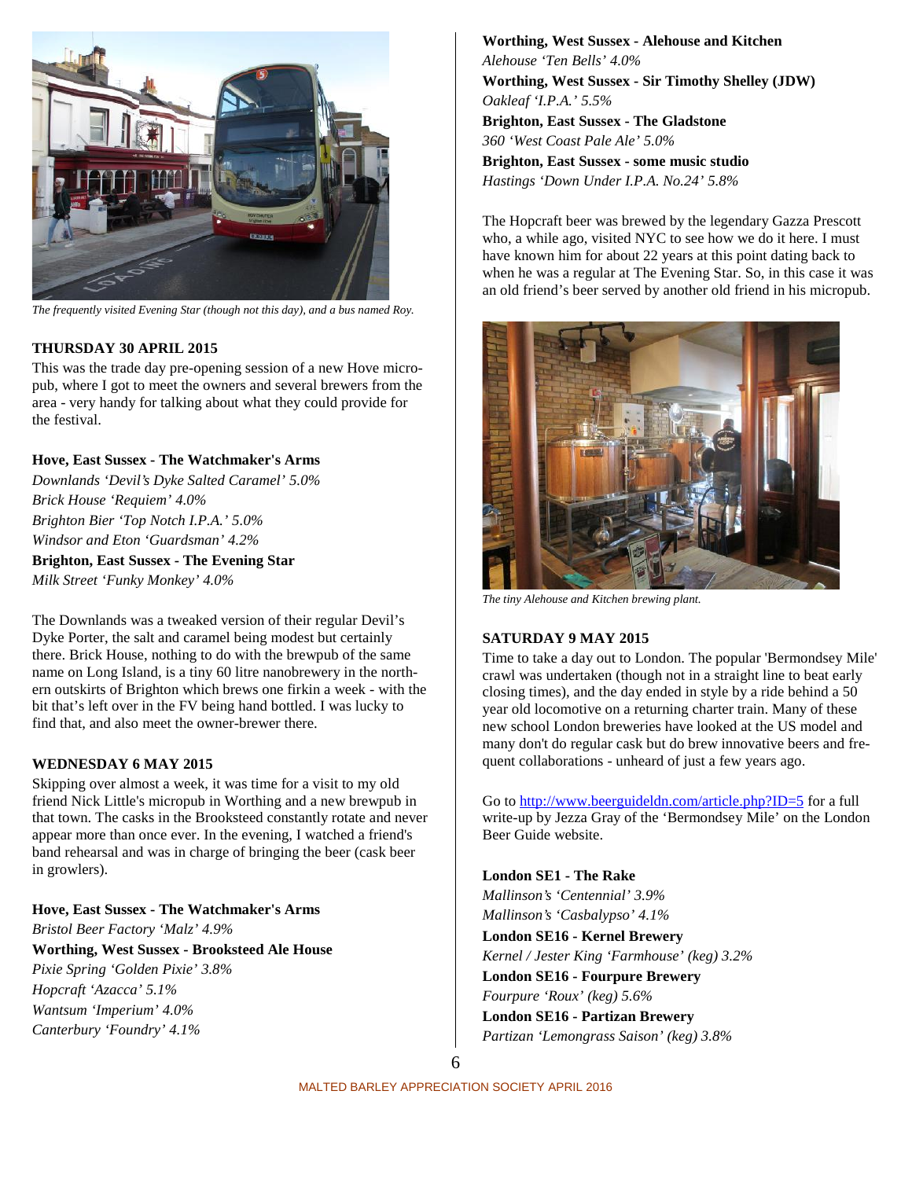The frequently visited Evening Star (though not this day), and a bus named Roy.

**THURSDAY 30 APRIL 2015**

This was the trade day pre-opening session of a new Hove micro-pub, where I got to meet the owners and several brewers from the area - very handy for talking about what they could provide for the festival.

**Hove, East Sussex - The Watchmaker's Arms**
*Downlands 'Devil's Dyke Salted Caramel' 5.0%*
*Brick House 'Requiem' 4.0%*
*Brighton Bier 'Top Notch I.P.A.' 5.0%*
*Windsor and Eton 'Guardsman' 4.2%*

**Brighton, East Sussex - The Evening Star**
*Milk Street 'Funky Monkey' 4.0%*

The Downlands was a tweaked version of their regular Devil's Dyke Porter, the salt and caramel being modest but certainly there. Brick House, nothing to do with the brewpub of the same name on Long Island, is a tiny 60 litre nanobrewery in the northern outskirts of Brighton which brews one firkin a week - with the bit that's left over in the FV being hand bottled. I was lucky to find that, and also meet the owner-brewer there.

**WEDNESDAY 6 MAY 2015**

Skipping over almost a week, it was time for a visit to my old friend Nick Little's micropub in Worthing and a new brewpub in that town. The casks in the Brooksteed constantly rotate and never appear more than once ever. In the evening, I watched a friend's band rehearsal and was in charge of bringing the beer (cask beer in growlers).

**Hove, East Sussex - The Watchmaker's Arms**
*Bristol Beer Factory 'Malz' 4.9%*

**Worthing, West Sussex - Brooksteed Ale House**
*Pixie Spring 'Golden Pixie' 3.8%*
*Hopcraft 'Azacca' 5.1%*
*Wantsum 'Imperium' 4.0%*
*Canterbury 'Foundry' 4.1%*

**Worthing, West Sussex - Alehouse and Kitchen**
*Alehouse 'Ten Bells' 4.0%*

**Worthing, West Sussex - Sir Timothy Shelley (JDW)**
*Oakleaf 'I.P.A.' 5.5%*

**Brighton, East Sussex - The Gladstone**
*360 'West Coast Pale Ale' 5.0%*

**Brighton, East Sussex - some music studio**
*Hastings 'Down Under I.P.A. No.24' 5.8%*

The Hopcraft beer was brewed by the legendary Gazza Prescott who, a while ago, visited NYC to see how we do it here. I must have known him for about 22 years at this point dating back to when he was a regular at The Evening Star. So, in this case it was an old friend's beer served by another old friend in his micropub.

The tiny Alehouse and Kitchen brewing plant.

**SATURDAY 9 MAY 2015**

Time to take a day out to London. The popular 'Bermondsey Mile' crawl was undertaken (though not in a straight line to beat early closing times), and the day ended in style by a ride behind a 50 year old locomotive on a returning charter train. Many of these new school London breweries have looked at the US model and many don't do regular cask but do brew innovative beers and frequent collaborations - unheard of just a few years ago.

Go to http://www.beerguideldn.com/article.php?ID=5 for a full write-up by Jezza Gray of the 'Bermondsey Mile' on the London Beer Guide website.

**London SE1 - The Rake**
*Mallinson's 'Centennial' 3.9%*
*Mallinson's 'Casbalypso' 4.1%*

**London SE16 - Kernel Brewery**
*Kernel / Jester King 'Farmhouse' (keg) 3.2%*

**London SE16 - Fourpure Brewery**
*Fourpure 'Roux' (keg) 5.6%*

**London SE16 - Partizan Brewery**
*Partizan 'Lemongrass Saison' (keg) 3.8%*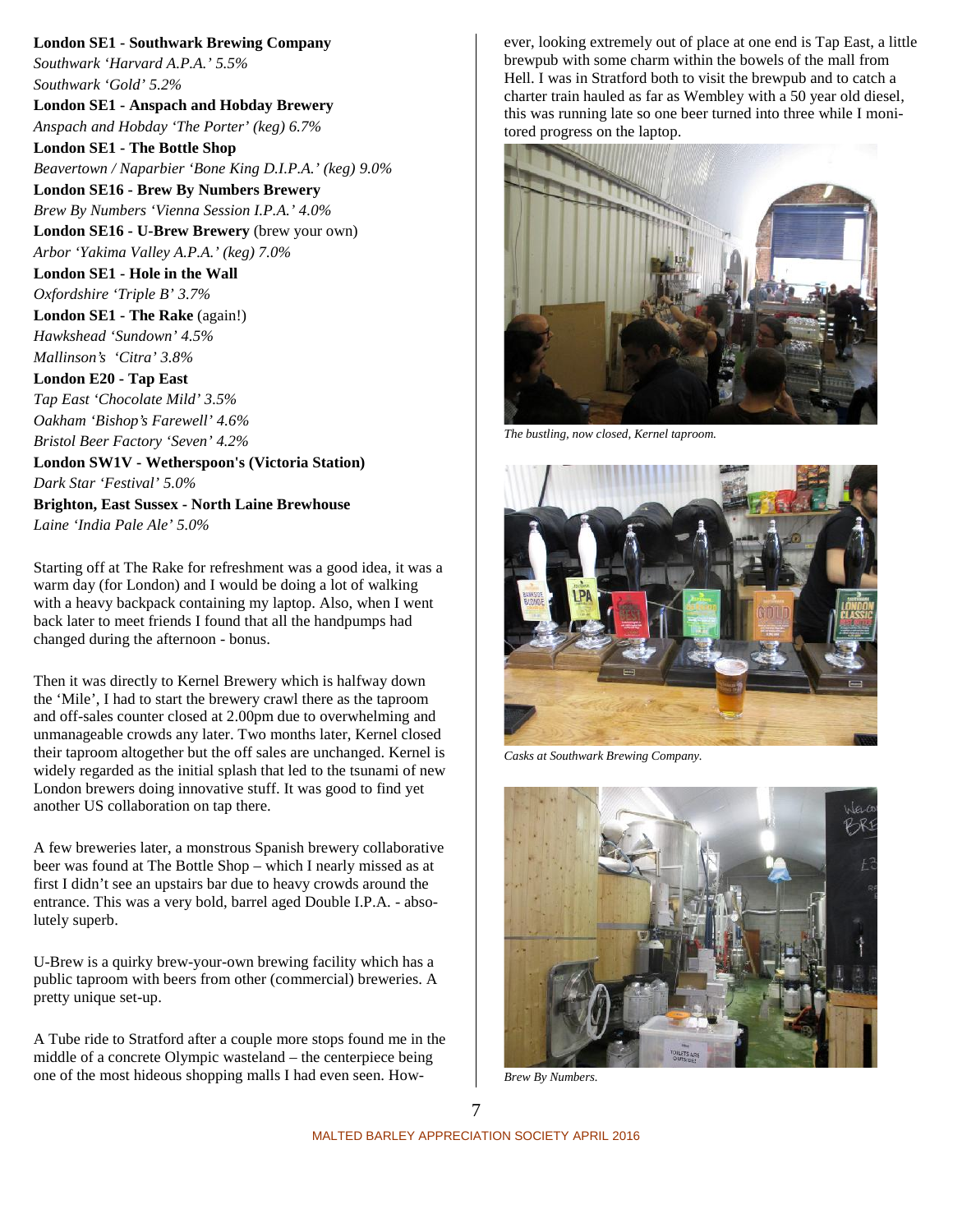**London SE1 - Southwark Brewing Company**
*Southwark 'Harvard A.P.A.' 5.5%*
*Southwark 'Gold' 5.2%*
**London SE1 - Anspach and Hobday Brewery**
*Anspach and Hobday 'The Porter' (keg) 6.7%*
**London SE1 - The Bottle Shop**
*Beavertown / Naparbier 'Bone King D.I.P.A.' (keg) 9.0%*
**London SE16 - Brew By Numbers Brewery**
*Brew By Numbers 'Vienna Session I.P.A.' 4.0%*
**London SE16 - U-Brew Brewery** (brew your own)
*Arbor 'Yakima Valley A.P.A.' (keg) 7.0%*
**London SE1 - Hole in the Wall**
*Oxfordshire 'Triple B' 3.7%*
**London SE1 - The Rake** (again!)
*Hawkshead 'Sundown' 4.5%*
*Mallinson's 'Citra' 3.8%*
**London E20 - Tap East**
*Tap East 'Chocolate Mild' 3.5%*
*Oakham 'Bishop's Farewell' 4.6%*
*Bristol Beer Factory 'Seven' 4.2%*
**London SW1V - Wetherspoon's (Victoria Station)**
*Dark Star 'Festival' 5.0%*
**Brighton, East Sussex - North Laine Brewhouse**
*Laine 'India Pale Ale' 5.0%*

Starting off at The Rake for refreshment was a good idea, it was a warm day (for London) and I would be doing a lot of walking with a heavy backpack containing my laptop. Also, when I went back later to meet friends I found that all the handpumps had changed during the afternoon - bonus.

Then it was directly to Kernel Brewery which is halfway down the 'Mile', I had to start the brewery crawl there as the taproom and off-sales counter closed at 2.00pm due to overwhelming and unmanageable crowds any later. Two months later, Kernel closed their taproom altogether but the off sales are unchanged. Kernel is widely regarded as the initial splash that led to the tsunami of new London brewers doing innovative stuff. It was good to find yet another US collaboration on tap there.

A few breweries later, a monstrous Spanish brewery collaborative beer was found at The Bottle Shop – which I nearly missed as at first I didn't see an upstairs bar due to heavy crowds around the entrance. This was a very bold, barrel aged Double I.P.A. - absolutely superb.

U-Brew is a quirky brew-your-own brewing facility which has a public taproom with beers from other (commercial) breweries. A pretty unique set-up.

A Tube ride to Stratford after a couple more stops found me in the middle of a concrete Olympic wasteland – the centerpiece being one of the most hideous shopping malls I had even seen. However, looking extremely out of place at one end is Tap East, a little brewpub with some charm within the bowels of the mall from Hell. I was in Stratford both to visit the brewpub and to catch a charter train hauled as far as Wembley with a 50 year old diesel, this was running late so one beer turned into three while I monitored progress on the laptop.

*The bustling, now closed, Kernel taproom.*

*Casks at Southwark Brewing Company.*

*Brew By Numbers.*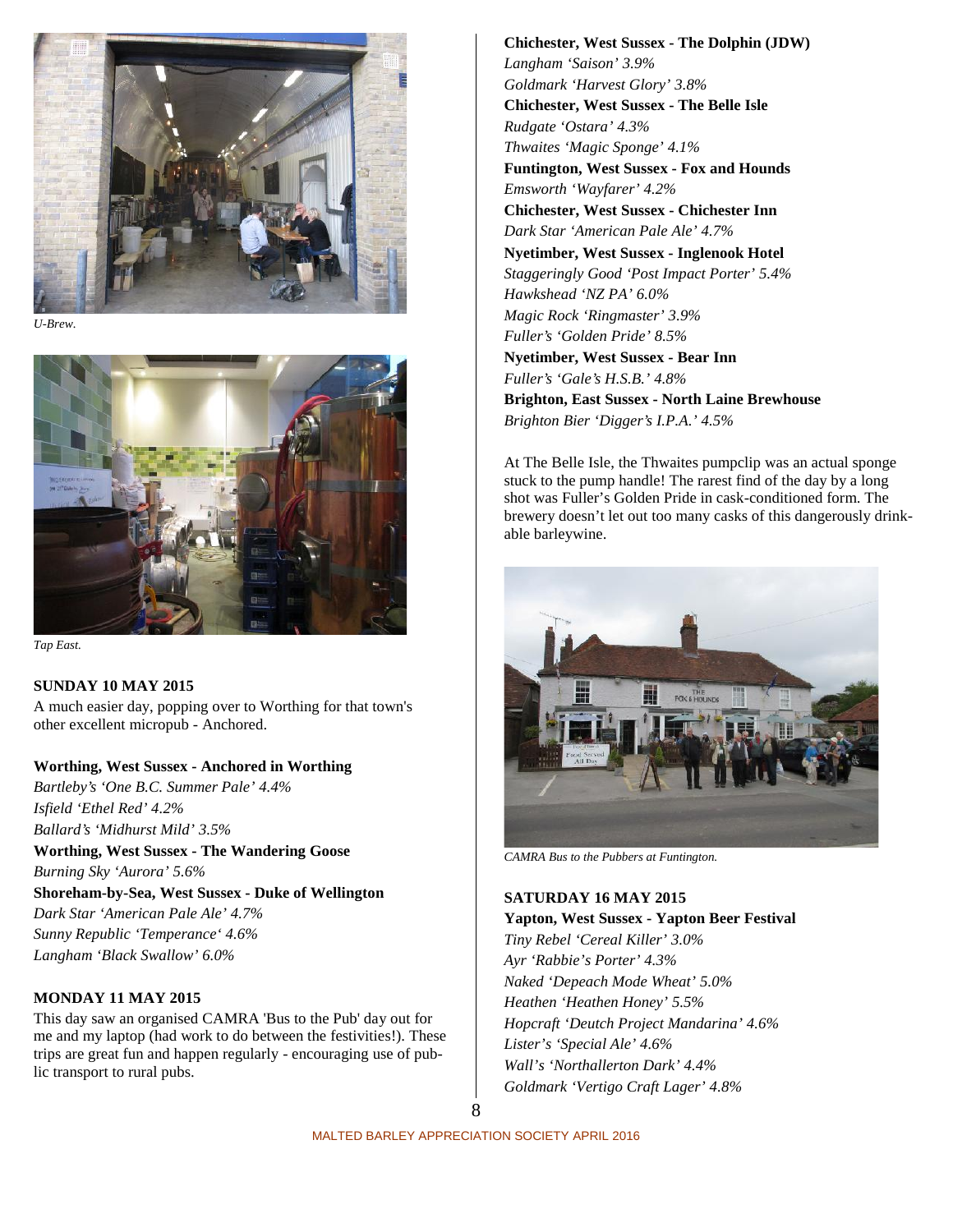*U-Brew.*

*Tap East.*

**SUNDAY 10 MAY 2015**

A much easier day, popping over to Worthing for that town's other excellent micropub - Anchored.

**Worthing, West Sussex - Anchored in Worthing**
*Bartleby's 'One B.C. Summer Pale' 4.4%*
*Isfield 'Ethel Red' 4.2%*
*Ballard's 'Midhurst Mild' 3.5%*
**Worthing, West Sussex - The Wandering Goose**
*Burning Sky 'Aurora' 5.6%*
**Shoreham-by-Sea, West Sussex - Duke of Wellington**
*Dark Star 'American Pale Ale' 4.7%*
*Sunny Republic 'Temperance' 4.6%*
*Langham 'Black Swallow' 6.0%*

**MONDAY 11 MAY 2015**

This day saw an organised CAMRA 'Bus to the Pub' day out for me and my laptop (had work to do between the festivities!). These trips are great fun and happen regularly - encouraging use of public transport to rural pubs.

**Chichester, West Sussex - The Dolphin (JDW)**
*Langham 'Saison' 3.9%*
*Goldmark 'Harvest Glory' 3.8%*
**Chichester, West Sussex - The Belle Isle**
*Rudgate 'Ostara' 4.3%*
*Thwaites 'Magic Sponge' 4.1%*
**Funtington, West Sussex - Fox and Hounds**
*Emsworth 'Wayfarer' 4.2%*
**Chichester, West Sussex - Chichester Inn**
*Dark Star 'American Pale Ale' 4.7%*
**Nyetimber, West Sussex - Inglenook Hotel**
*Staggeringly Good 'Post Impact Porter' 5.4%*
*Hawkshead 'NZ PA' 6.0%*
*Magic Rock 'Ringmaster' 3.9%*
*Fuller's 'Golden Pride' 8.5%*
**Nyetimber, West Sussex - Bear Inn**
*Fuller's 'Gale's H.S.B.' 4.8%*
**Brighton, East Sussex - North Laine Brewhouse**
*Brighton Bier 'Digger's I.P.A.' 4.5%*

At The Belle Isle, the Thwaites pumpclip was an actual sponge stuck to the pump handle! The rarest find of the day by a long shot was Fuller's Golden Pride in cask-conditioned form. The brewery doesn't let out too many casks of this dangerously drinkable barleywine.

*CAMRA Bus to the Pubbers at Funtington.*

**SATURDAY 16 MAY 2015**

**Yapton, West Sussex - Yapton Beer Festival**
*Tiny Rebel 'Cereal Killer' 3.0%*
*Ayr 'Rabbie's Porter' 4.3%*
*Naked 'Depeach Mode Wheat' 5.0%*
*Heathen 'Heathen Honey' 5.5%*
*Hopcraft 'Deutch Project Mandarina' 4.6%*
*Lister's 'Special Ale' 4.6%*
*Wall's 'Northallerton Dark' 4.4%*
*Goldmark 'Vertigo Craft Lager' 4.8%*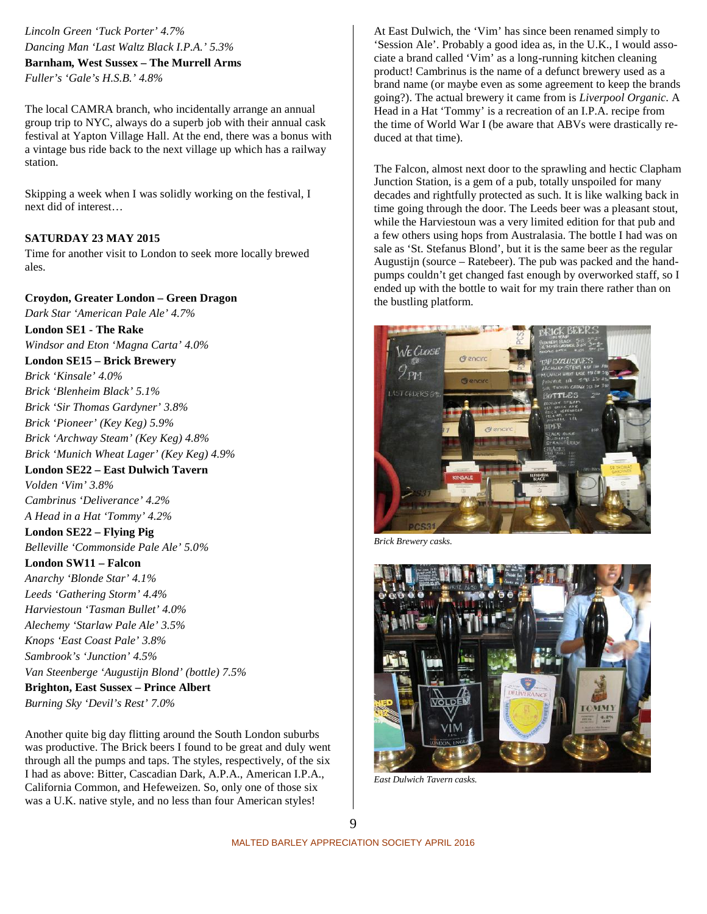*Lincoln Green 'Tuck Porter' 4.7%*
*Dancing Man 'Last Waltz Black I.P.A.' 5.3%*
**Barnham, West Sussex – The Murrell Arms**
*Fuller's 'Gale's H.S.B.' 4.8%*

The local CAMRA branch, who incidentally arrange an annual group trip to NYC, always do a superb job with their annual cask festival at Yapton Village Hall. At the end, there was a bonus with a vintage bus ride back to the next village up which has a railway station.

Skipping a week when I was solidly working on the festival, I next did of interest…

**SATURDAY 23 MAY 2015**

Time for another visit to London to seek more locally brewed ales.

**Croydon, Greater London – Green Dragon**
*Dark Star 'American Pale Ale' 4.7%*
**London SE1 - The Rake**
*Windsor and Eton 'Magna Carta' 4.0%*
**London SE15 – Brick Brewery**
*Brick 'Kinsale' 4.0%*
*Brick 'Blenheim Black' 5.1%*
*Brick 'Sir Thomas Gardyner' 3.8%*
*Brick 'Pioneer' (Key Keg) 5.9%*
*Brick 'Archway Steam' (Key Keg) 4.8%*
*Brick 'Munich Wheat Lager' (Key Keg) 4.9%*
**London SE22 – East Dulwich Tavern**
*Volden 'Vim' 3.8%*
*Cambrinus 'Deliverance' 4.2%*
*A Head in a Hat 'Tommy' 4.2%*
**London SE22 – Flying Pig**
*Belleville 'Commonside Pale Ale' 5.0%*
**London SW11 – Falcon**
*Anarchy 'Blonde Star' 4.1%*
*Leeds 'Gathering Storm' 4.4%*
*Harviestoun 'Tasman Bullet' 4.0%*
*Alechemy 'Starlaw Pale Ale' 3.5%*
*Knops 'East Coast Pale' 3.8%*
*Sambrook's 'Junction' 4.5%*
*Van Steenberge 'Augustijn Blond' (bottle) 7.5%*
**Brighton, East Sussex – Prince Albert**
*Burning Sky 'Devil's Rest' 7.0%*

Another quite big day flitting around the South London suburbs was productive. The Brick beers I found to be great and duly went through all the pumps and taps. The styles, respectively, of the six I had as above: Bitter, Cascadian Dark, A.P.A., American I.P.A., California Common, and Hefeweizen. So, only one of those six was a U.K. native style, and no less than four American styles!

At East Dulwich, the 'Vim' has since been renamed simply to 'Session Ale'. Probably a good idea as, in the U.K., I would associate a brand called 'Vim' as a long-running kitchen cleaning product! Cambrinus is the name of a defunct brewery used as a brand name (or maybe even as some agreement to keep the brands going?). The actual brewery it came from is *Liverpool Organic*. A Head in a Hat 'Tommy' is a recreation of an I.P.A. recipe from the time of World War I (be aware that ABVs were drastically reduced at that time).

The Falcon, almost next door to the sprawling and hectic Clapham Junction Station, is a gem of a pub, totally unspoiled for many decades and rightfully protected as such. It is like walking back in time going through the door. The Leeds beer was a pleasant stout, while the Harviestoun was a very limited edition for that pub and a few others using hops from Australasia. The bottle I had was on sale as 'St. Stefanus Blond', but it is the same beer as the regular Augustijn (source – Ratebeer). The pub was packed and the hand-pumps couldn't get changed fast enough by overworked staff, so I ended up with the bottle to wait for my train there rather than on the bustling platform.

*Brick Brewery casks.*

*East Dulwich Tavern casks.*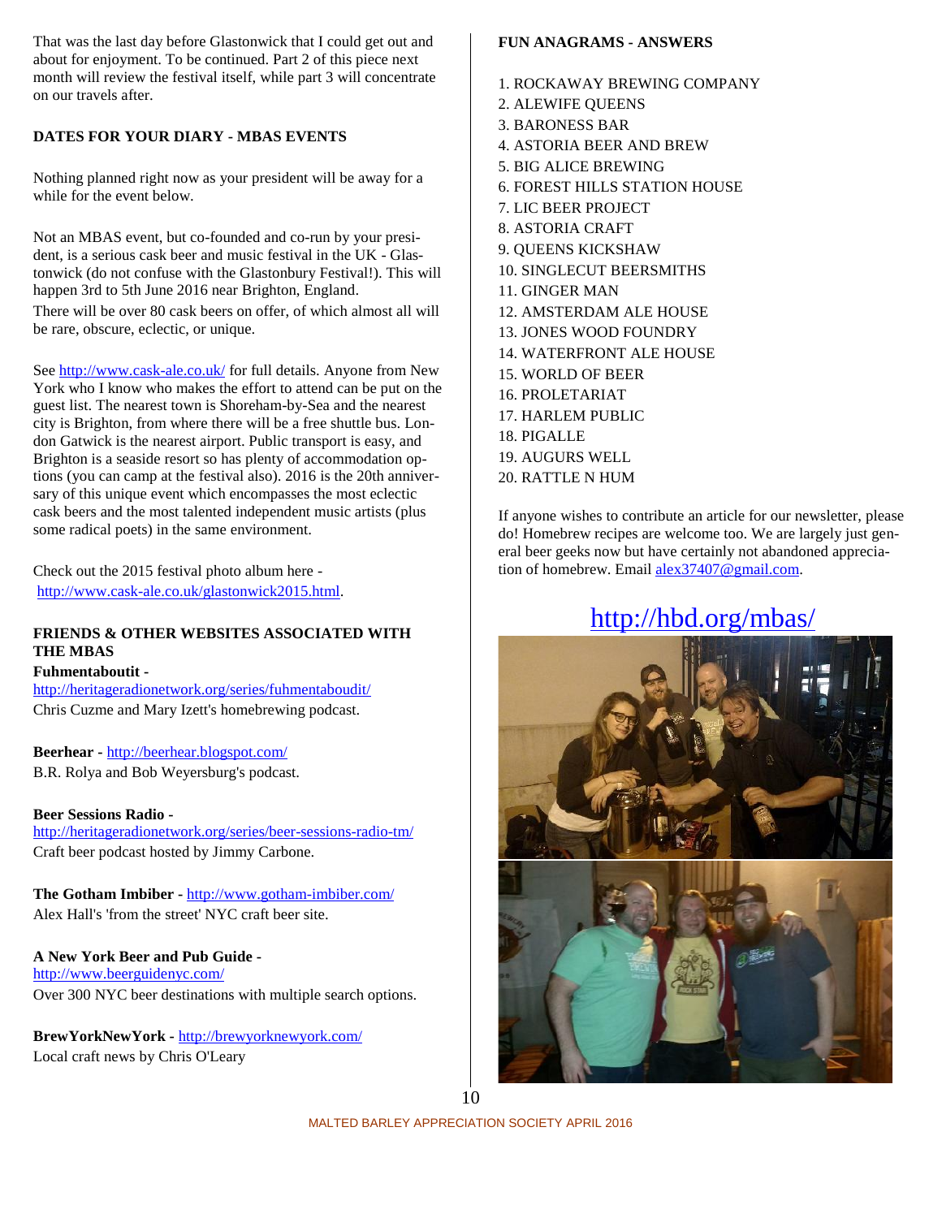That was the last day before Glastonwick that I could get out and about for enjoyment. To be continued. Part 2 of this piece next month will review the festival itself, while part 3 will concentrate on our travels after.

**DATES FOR YOUR DIARY - MBAS EVENTS**

Nothing planned right now as your president will be away for a while for the event below.

Not an MBAS event, but co-founded and co-run by your president, is a serious cask beer and music festival in the UK - Glastonwick (do not confuse with the Glastonbury Festival!). This will happen 3rd to 5th June 2016 near Brighton, England.
There will be over 80 cask beers on offer, of which almost all will be rare, obscure, eclectic, or unique.

See http://www.cask-ale.co.uk/ for full details. Anyone from New York who I know who makes the effort to attend can be put on the guest list. The nearest town is Shoreham-by-Sea and the nearest city is Brighton, from where there will be a free shuttle bus. London Gatwick is the nearest airport. Public transport is easy, and Brighton is a seaside resort so has plenty of accommodation options (you can camp at the festival also). 2016 is the 20th anniversary of this unique event which encompasses the most eclectic cask beers and the most talented independent music artists (plus some radical poets) in the same environment.

Check out the 2015 festival photo album here - http://www.cask-ale.co.uk/glastonwick2015.html.

**FRIENDS & OTHER WEBSITES ASSOCIATED WITH THE MBAS**

**Fuhmentaboutit -**
http://heritageradionetwork.org/series/fuhmentaboudit/
Chris Cuzme and Mary Izett's homebrewing podcast.

**Beerhear -** http://beerhear.blogspot.com/
B.R. Rolya and Bob Weyersburg's podcast.

**Beer Sessions Radio -**
http://heritageradionetwork.org/series/beer-sessions-radio-tm/
Craft beer podcast hosted by Jimmy Carbone.

**The Gotham Imbiber -** http://www.gotham-imbiber.com/
Alex Hall's 'from the street' NYC craft beer site.

**A New York Beer and Pub Guide -**
http://www.beerguidenyc.com/
Over 300 NYC beer destinations with multiple search options.

**BrewYorkNewYork -** http://brewyorknewyork.com/
Local craft news by Chris O'Leary

**FUN ANAGRAMS - ANSWERS**

1. ROCKAWAY BREWING COMPANY
2. ALEWIFE QUEENS
3. BARONESS BAR
4. ASTORIA BEER AND BREW
5. BIG ALICE BREWING
6. FOREST HILLS STATION HOUSE
7. LIC BEER PROJECT
8. ASTORIA CRAFT
9. QUEENS KICKSHAW
10. SINGLECUT BEERSMITHS
11. GINGER MAN
12. AMSTERDAM ALE HOUSE
13. JONES WOOD FOUNDRY
14. WATERFRONT ALE HOUSE
15. WORLD OF BEER
16. PROLETARIAT
17. HARLEM PUBLIC
18. PIGALLE
19. AUGURS WELL
20. RATTLE N HUM

If anyone wishes to contribute an article for our newsletter, please do! Homebrew recipes are welcome too. We are largely just general beer geeks now but have certainly not abandoned appreciation of homebrew. Email alex37407@gmail.com.

## http://hbd.org/mbas/